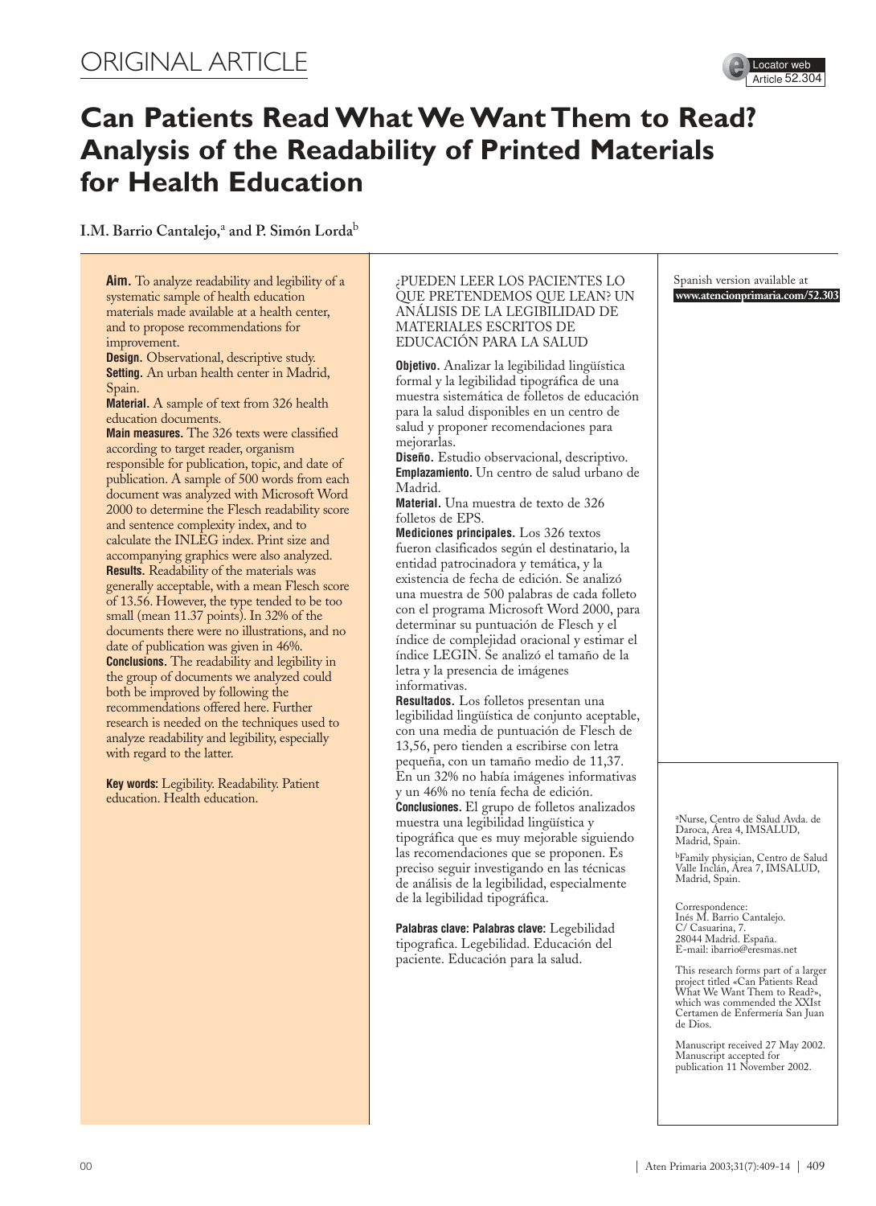ORIGINAL ARTICLE

# Can Patients Read What We Want Them to Read? Analysis of the Readability of Printed Materials for Health Education

**I.M. Barrio Cantalejo,[a] and P. Simón Lorda[b]**

**Aim.** To analyze readability and legibility of a systematic sample of health education materials made available at a health center, and to propose recommendations for improvement.
**Design.** Observational, descriptive study.
**Setting.** An urban health center in Madrid, Spain.
**Material.** A sample of text from 326 health education documents.
**Main measures.** The 326 texts were classified according to target reader, organism responsible for publication, topic, and date of publication. A sample of 500 words from each document was analyzed with Microsoft Word 2000 to determine the Flesch readability score and sentence complexity index, and to calculate the INLEG index. Print size and accompanying graphics were also analyzed.
**Results.** Readability of the materials was generally acceptable, with a mean Flesch score of 13.56. However, the type tended to be too small (mean 11.37 points). In 32% of the documents there were no illustrations, and no date of publication was given in 46%.
**Conclusions.** The readability and legibility in the group of documents we analyzed could both be improved by following the recommendations offered here. Further research is needed on the techniques used to analyze readability and legibility, especially with regard to the latter.

**Key words:** Legibility. Readability. Patient education. Health education.

¿PUEDEN LEER LOS PACIENTES LO QUE PRETENDEMOS QUE LEAN? UN ANÁLISIS DE LA LEGIBILIDAD DE MATERIALES ESCRITOS DE EDUCACIÓN PARA LA SALUD

**Objetivo.** Analizar la legibilidad lingüística formal y la legibilidad tipográfica de una muestra sistemática de folletos de educación para la salud disponibles en un centro de salud y proponer recomendaciones para mejorarlas.
**Diseño.** Estudio observacional, descriptivo.
**Emplazamiento.** Un centro de salud urbano de Madrid.
**Material.** Una muestra de texto de 326 folletos de EPS.
**Mediciones principales.** Los 326 textos fueron clasificados según el destinatario, la entidad patrocinadora y temática, y la existencia de fecha de edición. Se analizó una muestra de 500 palabras de cada folleto con el programa Microsoft Word 2000, para determinar su puntuación de Flesch y el índice de complejidad oracional y estimar el índice LEGIN. Se analizó el tamaño de la letra y la presencia de imágenes informativas.
**Resultados.** Los folletos presentan una legibilidad lingüística de conjunto aceptable, con una media de puntuación de Flesch de 13,56, pero tienden a escribirse con letra pequeña, con un tamaño medio de 11,37. En un 32% no había imágenes informativas y un 46% no tenía fecha de edición.
**Conclusiones.** El grupo de folletos analizados muestra una legibilidad lingüística y tipográfica que es muy mejorable siguiendo las recomendaciones que se proponen. Es preciso seguir investigando en las técnicas de análisis de la legibilidad, especialmente de la legibilidad tipográfica.

**Palabras clave: Palabras clave:** Legebilidad tipografica. Legebilidad. Educación del paciente. Educación para la salud.

Spanish version available at **www.atencionprimaria.com/52.303**

[a]Nurse, Centro de Salud Avda. de Daroca, Área 4, IMSALUD, Madrid, Spain.

[b]Family physician, Centro de Salud Valle Inclán, Área 7, IMSALUD, Madrid, Spain.

Correspondence:
Inés M. Barrio Cantalejo.
C/ Casuarina, 7.
28044 Madrid. España.
E-mail: ibarrio@eresmas.net

This research forms part of a larger project titled «Can Patients Read What We Want Them to Read?», which was commended the XXIst Certamen de Enfermería San Juan de Dios.

Manuscript received 27 May 2002.
Manuscript accepted for publication 11 November 2002.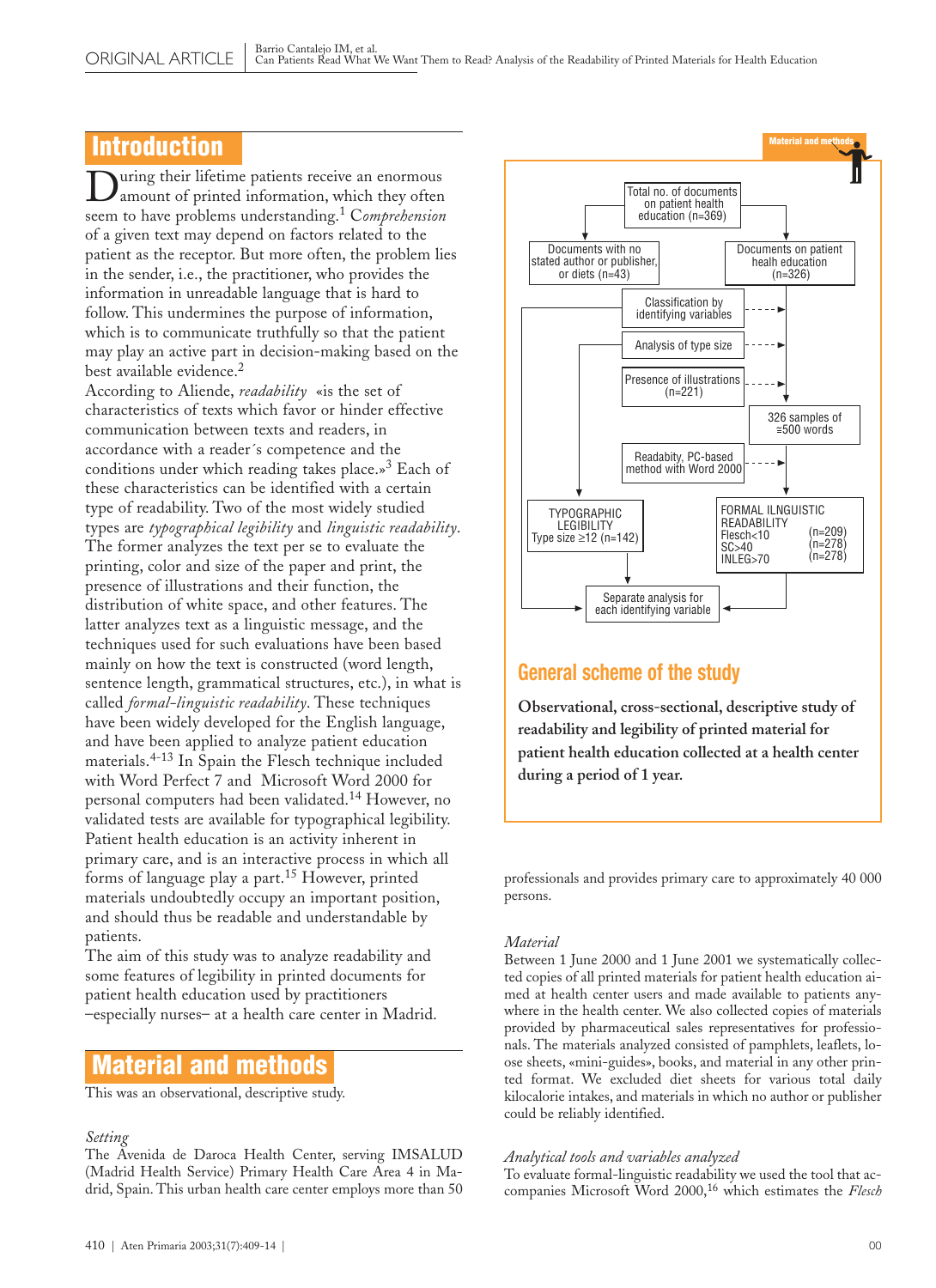## Introduction

During their lifetime patients receive an enormous amount of printed health information, which they often seem to have problems understanding.[1] *Comprehension* of a given text may depend on factors related to the patient as the receptor. But more often, the problem lies in the sender, i.e., the practitioner, who provides the information in unreadable language that is hard to follow. This undermines the purpose of information, which is to communicate truthfully so that the patient may play an active part in decision-making based on the best available evidence.[2]

According to Aliende, *readability* «is the set of characteristics of texts which favor or hinder effective communication between texts and readers, in accordance with a reader´s competence and the conditions under which reading takes place.»[3] Each of these characteristics can be identified with a certain type of readability. Two of the most widely studied types are *typographical legibility* and *linguistic readability*. The former analyzes the text per se to evaluate the printing, color and size of the paper and print, the presence of illustrations and their function, the distribution of white space, and other features. The latter analyzes text as a linguistic message, and the techniques used for such evaluations have been based mainly on how the text is constructed (word length, sentence length, grammatical structures, etc.), in what is called *formal-linguistic readability*. These techniques have been widely developed for the English language, and have been applied to analyze patient education materials.[4-13] In Spain the Flesch technique included with Word Perfect 7 and Microsoft Word 2000 for personal computers had been validated.[14] However, no validated tests are available for typographical legibility.

Patient health education is an activity inherent in primary care, and is an interactive process in which all forms of language play a part.[15] However, printed materials undoubtedly occupy an important position, and should thus be readable and understandable by patients.

The aim of this study was to analyze readability and some features of legibility in printed documents for patient health education used by practitioners –especially nurses– at a health care center in Madrid.

## Material and methods

Total no. of documents on patient health education (n=369)
- Documents with no stated author or publisher, or diets (n=43)
- Documents on patient heath education (n=326)
  - Classification by identifying variables
  - Analysis of type size
  - Presence of illustrations (n=221)
  - 326 samples of ≅500 words
  - Readabity, PC-based method with Word 2000
  - TYPOGRAPHIC LEGIBILITY: Type size ≥12 (n=142)
  - FORMAL ILNGUISTIC READABILITY: Flesch<10 (n=209); SC>40 (n=278); INLEG>70 (n=278)
  - Separate analysis for each identifying variable

### General scheme of the study

**Observational, cross-sectional, descriptive study of readability and legibility of printed material for patient health education collected at a health center during a period of 1 year.**

This was an observational, descriptive study.

### *Setting*

The Avenida de Daroca Health Center, serving IMSALUD (Madrid Health Service) Primary Health Care Area 4 in Madrid, Spain. This urban health care center employs more than 50 professionals and provides primary care to approximately 40 000 persons.

### *Material*

Between 1 June 2000 and 1 June 2001 we systematically collected copies of all printed materials for patient health education aimed at health center users and made available to patients anywhere in the health center. We also collected copies of materials provided by pharmaceutical sales representatives for professionals. The materials analyzed consisted of pamphlets, leaflets, loose sheets, «mini-guides», books, and material in any other printed format. We excluded diet sheets for various total daily kilocalorie intakes, and materials in which no author or publisher could be reliably identified.

### *Analytical tools and variables analyzed*

To evaluate formal-linguistic readability we used the tool that accompanies Microsoft Word 2000,[16] which estimates the *Flesch*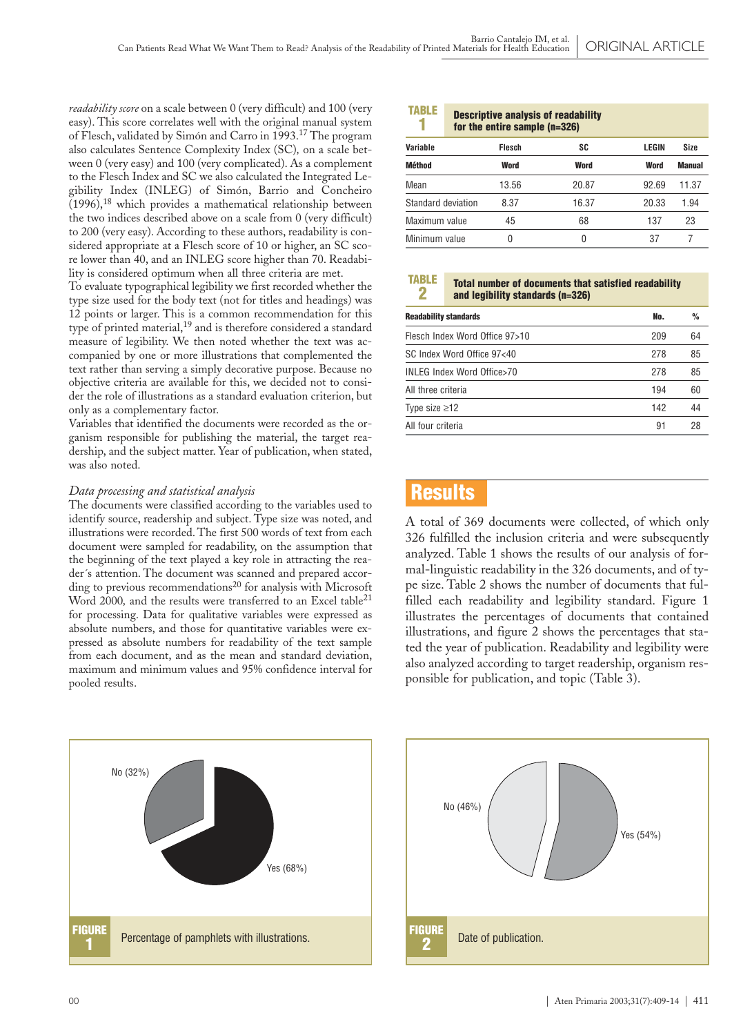*readability score* on a scale between 0 (very difficult) and 100 (very easy). This score correlates well with the original manual system of Flesch, validated by Simón and Carro in 1993.[17] The program also calculates Sentence Complexity Index (SC), on a scale between 0 (very easy) and 100 (very complicated). As a complement to the Flesch Index and SC we also calculated the Integrated Legibility Index (INLEG) of Simón, Barrio and Concheiro (1996),[18] which provides a mathematical relationship between the two indices described above on a scale from 0 (very difficult) to 200 (very easy). According to these authors, readability is considered appropriate at a Flesch score of 10 or higher, an SC score lower than 40, and an INLEG score higher than 70. Readability is considered optimum when all three criteria are met.

To evaluate typographical legibility we first recorded whether the type size used for the body text (not for titles and headings) was 12 points or larger. This is a common recommendation for this type of printed material,[19] and is therefore considered a standard measure of legibility. We then noted whether the text was accompanied by one or more illustrations that complemented the text rather than serving a simply decorative purpose. Because no objective criteria are available for this, we decided not to consider the role of illustrations as a standard evaluation criterion, but only as a complementary factor.

Variables that identified the documents were recorded as the organism responsible for publishing the material, the target readership, and the subject matter. Year of publication, when stated, was also noted.

### *Data processing and statistical analysis*

The documents were classified according to the variables used to identify source, readership and subject. Type size was noted, and illustrations were recorded. The first 500 words of text from each document were sampled for readability, on the assumption that the beginning of the text played a key role in attracting the reader´s attention. The document was scanned and prepared according to previous recommendations[20] for analysis with Microsoft Word 2000, and the results were transferred to an Excel table[21] for processing. Data for qualitative variables were expressed as absolute numbers, and those for quantitative variables were expressed as absolute numbers for readability of the text sample from each document, and as the mean and standard deviation, maximum and minimum values and 95% confidence interval for pooled results.

**TABLE 1. Descriptive analysis of readability for the entire sample (n=326)**

| Variable | Flesch | SC | LEGIN | Size |
|---|---|---|---|---|
| **Méthod** | **Word** | **Word** | **Word** | **Manual** |
| Mean | 13.56 | 20.87 | 92.69 | 11.37 |
| Standard deviation | 8.37 | 16.37 | 20.33 | 1.94 |
| Maximum value | 45 | 68 | 137 | 23 |
| Minimum value | 0 | 0 | 37 | 7 |

**TABLE 2. Total number of documents that satisfied readability and legibility standards (n=326)**

| Readability standards | No. | % |
|---|---|---|
| Flesch Index Word Office 97>10 | 209 | 64 |
| SC Index Word Office 97<40 | 278 | 85 |
| INLEG Index Word Office>70 | 278 | 85 |
| All three criteria | 194 | 60 |
| Type size ≥12 | 142 | 44 |
| All four criteria | 91 | 28 |

## Results

A total of 369 documents were collected, of which only 326 fulfilled the inclusion criteria and were subsequently analyzed. Table 1 shows the results of our analysis of formal-linguistic readability in the 326 documents, and of type size. Table 2 shows the number of documents that fulfilled each readability and legibility standard. Figure 1 illustrates the percentages of documents that contained illustrations, and figure 2 shows the percentages that stated the year of publication. Readability and legibility were also analyzed according to target readership, organism responsible for publication, and topic (Table 3).

No (32%)
Yes (68%)

**FIGURE 1** Percentage of pamphlets with illustrations.

No (46%)
Yes (54%)

**FIGURE 2** Date of publication.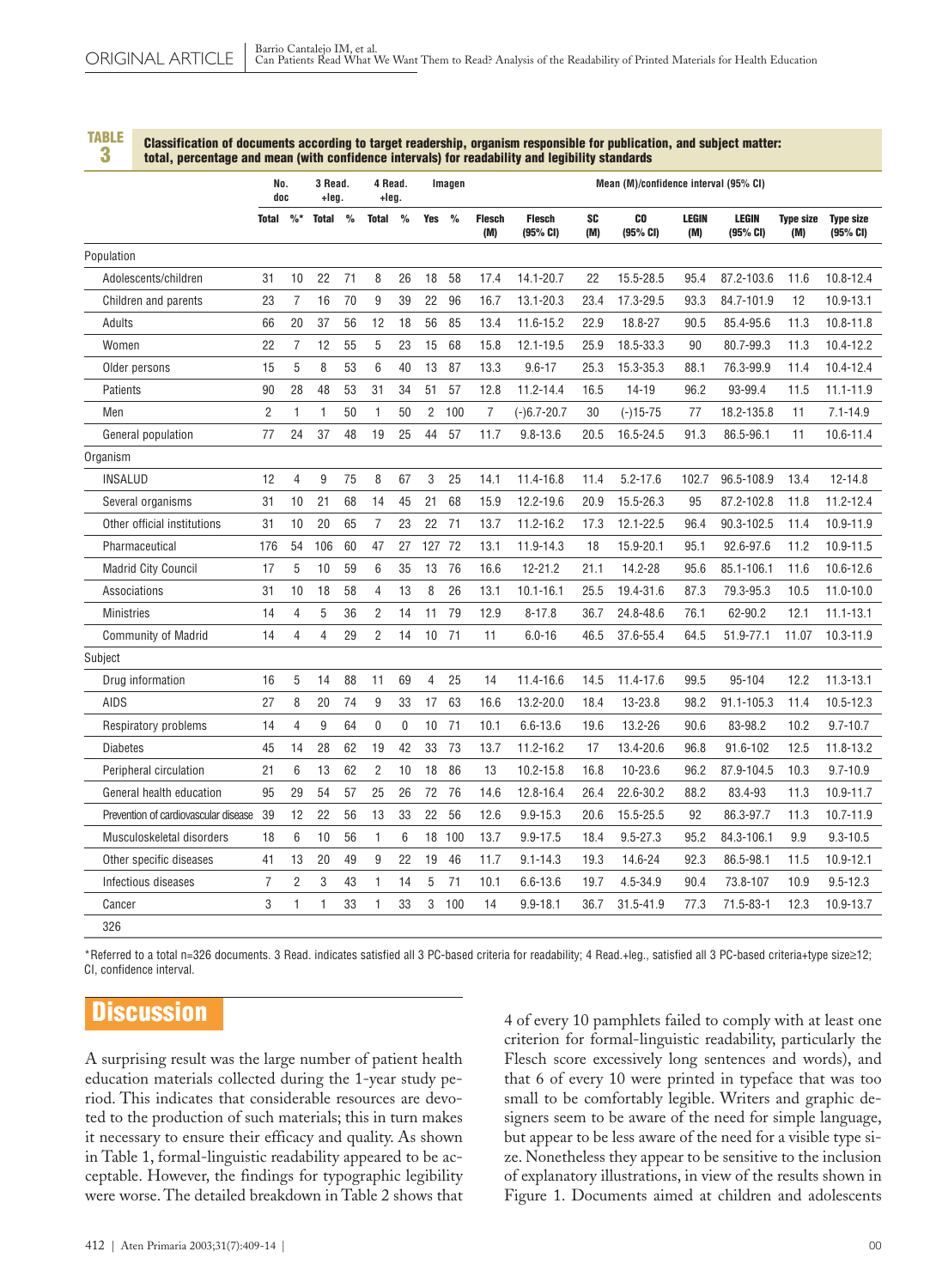**TABLE 3** Classification of documents according to target readership, organism responsible for publication, and subject matter: total, percentage and mean (with confidence intervals) for readability and legibility standards

| | No. doc | | 3 Read. +leg. | | 4 Read. +leg. | | Imagen | | Mean (M)/confidence interval (95% CI) | | | | | | | |
|---|---|---|---|---|---|---|---|---|---|---|---|---|---|---|---|---|
| | Total | %* | Total | % | Total | % | Yes | % | Flesch (M) | Flesch (95% CI) | SC (M) | CO (95% CI) | LEGIN (M) | LEGIN (95% CI) | Type size (M) | Type size (95% CI) |
| Population | | | | | | | | | | | | | | | | |
| Adolescents/children | 31 | 10 | 22 | 71 | 8 | 26 | 18 | 58 | 17.4 | 14.1-20.7 | 22 | 15.5-28.5 | 95.4 | 87.2-103.6 | 11.6 | 10.8-12.4 |
| Children and parents | 23 | 7 | 16 | 70 | 9 | 39 | 22 | 96 | 16.7 | 13.1-20.3 | 23.4 | 17.3-29.5 | 93.3 | 84.7-101.9 | 12 | 10.9-13.1 |
| Adults | 66 | 20 | 37 | 56 | 12 | 18 | 56 | 85 | 13.4 | 11.6-15.2 | 22.9 | 18.8-27 | 90.5 | 85.4-95.6 | 11.3 | 10.8-11.8 |
| Women | 22 | 7 | 12 | 55 | 5 | 23 | 15 | 68 | 15.8 | 12.1-19.5 | 25.9 | 18.5-33.3 | 90 | 80.7-99.3 | 11.3 | 10.4-12.2 |
| Older persons | 15 | 5 | 8 | 53 | 6 | 40 | 13 | 87 | 13.3 | 9.6-17 | 25.3 | 15.3-35.3 | 88.1 | 76.3-99.9 | 11.4 | 10.4-12.4 |
| Patients | 90 | 28 | 48 | 53 | 31 | 34 | 51 | 57 | 12.8 | 11.2-14.4 | 16.5 | 14-19 | 96.2 | 93-99.4 | 11.5 | 11.1-11.9 |
| Men | 2 | 1 | 1 | 50 | 1 | 50 | 2 | 100 | 7 | (-)6.7-20.7 | 30 | (-)15-75 | 77 | 18.2-135.8 | 11 | 7.1-14.9 |
| General population | 77 | 24 | 37 | 48 | 19 | 25 | 44 | 57 | 11.7 | 9.8-13.6 | 20.5 | 16.5-24.5 | 91.3 | 86.5-96.1 | 11 | 10.6-11.4 |
| Organism | | | | | | | | | | | | | | | | |
| INSALUD | 12 | 4 | 9 | 75 | 8 | 67 | 3 | 25 | 14.1 | 11.4-16.8 | 11.4 | 5.2-17.6 | 102.7 | 96.5-108.9 | 13.4 | 12-14.8 |
| Several organisms | 31 | 10 | 21 | 68 | 14 | 45 | 21 | 68 | 15.9 | 12.2-19.6 | 20.9 | 15.5-26.3 | 95 | 87.2-102.8 | 11.8 | 11.2-12.4 |
| Other official institutions | 31 | 10 | 20 | 65 | 7 | 23 | 22 | 71 | 13.7 | 11.2-16.2 | 17.3 | 12.1-22.5 | 96.4 | 90.3-102.5 | 11.4 | 10.9-11.9 |
| Pharmaceutical | 176 | 54 | 106 | 60 | 47 | 27 | 127 | 72 | 13.1 | 11.9-14.3 | 18 | 15.9-20.1 | 95.1 | 92.6-97.6 | 11.2 | 10.9-11.5 |
| Madrid City Council | 17 | 5 | 10 | 59 | 6 | 35 | 13 | 76 | 16.6 | 12-21.2 | 21.1 | 14.2-28 | 95.6 | 85.1-106.1 | 11.6 | 10.6-12.6 |
| Associations | 31 | 10 | 18 | 58 | 4 | 13 | 8 | 26 | 13.1 | 10.1-16.1 | 25.5 | 19.4-31.6 | 87.3 | 79.3-95.3 | 10.5 | 11.0-10.0 |
| Ministries | 14 | 4 | 5 | 36 | 2 | 14 | 11 | 79 | 12.9 | 8-17.8 | 36.7 | 24.8-48.6 | 76.1 | 62-90.2 | 12.1 | 11.1-13.1 |
| Community of Madrid | 14 | 4 | 4 | 29 | 2 | 14 | 10 | 71 | 11 | 6.0-16 | 46.5 | 37.6-55.4 | 64.5 | 51.9-77.1 | 11.07 | 10.3-11.9 |
| Subject | | | | | | | | | | | | | | | | |
| Drug information | 16 | 5 | 14 | 88 | 11 | 69 | 4 | 25 | 14 | 11.4-16.6 | 14.5 | 11.4-17.6 | 99.5 | 95-104 | 12.2 | 11.3-13.1 |
| AIDS | 27 | 8 | 20 | 74 | 9 | 33 | 17 | 63 | 16.6 | 13.2-20.0 | 18.4 | 13-23.8 | 98.2 | 91.1-105.3 | 11.4 | 10.5-12.3 |
| Respiratory problems | 14 | 4 | 9 | 64 | 0 | 0 | 10 | 71 | 10.1 | 6.6-13.6 | 19.6 | 13.2-26 | 90.6 | 83-98.2 | 10.2 | 9.7-10.7 |
| Diabetes | 45 | 14 | 28 | 62 | 19 | 42 | 33 | 73 | 13.7 | 11.2-16.2 | 17 | 13.4-20.6 | 96.8 | 91.6-102 | 12.5 | 11.8-13.2 |
| Peripheral circulation | 21 | 6 | 13 | 62 | 2 | 10 | 18 | 86 | 13 | 10.2-15.8 | 16.8 | 10-23.6 | 96.2 | 87.9-104.5 | 10.3 | 9.7-10.9 |
| General health education | 95 | 29 | 54 | 57 | 25 | 26 | 72 | 76 | 14.6 | 12.8-16.4 | 26.4 | 22.6-30.2 | 88.2 | 83.4-93 | 11.3 | 10.9-11.7 |
| Prevention of cardiovascular disease | 39 | 12 | 22 | 56 | 13 | 33 | 22 | 56 | 12.6 | 9.9-15.3 | 20.6 | 15.5-25.5 | 92 | 86.3-97.7 | 11.3 | 10.7-11.9 |
| Musculoskeletal disorders | 18 | 6 | 10 | 56 | 1 | 6 | 18 | 100 | 13.7 | 9.9-17.5 | 18.4 | 9.5-27.3 | 95.2 | 84.3-106.1 | 9.9 | 9.3-10.5 |
| Other specific diseases | 41 | 13 | 20 | 49 | 9 | 22 | 19 | 46 | 11.7 | 9.1-14.3 | 19.3 | 14.6-24 | 92.3 | 86.5-98.1 | 11.5 | 10.9-12.1 |
| Infectious diseases | 7 | 2 | 3 | 43 | 1 | 14 | 5 | 71 | 10.1 | 6.6-13.6 | 19.7 | 4.5-34.9 | 90.4 | 73.8-107 | 10.9 | 9.5-12.3 |
| Cancer | 3 | 1 | 1 | 33 | 1 | 33 | 3 | 100 | 14 | 9.9-18.1 | 36.7 | 31.5-41.9 | 77.3 | 71.5-83-1 | 12.3 | 10.9-13.7 |
| 326 | | | | | | | | | | | | | | | | |

*Referred to a total n=326 documents. 3 Read. indicates satisfied all 3 PC-based criteria for readability; 4 Read.+leg., satisfied all 3 PC-based criteria+type size≥12; CI, confidence interval.

## Discussion

A surprising result was the large number of patient health education materials collected during the 1-year study period. This indicates that considerable resources are devoted to the production of such materials; this in turn makes it necessary to ensure their efficacy and quality. As shown in Table 1, formal-linguistic readability appeared to be acceptable. However, the findings for typographic legibility were worse. The detailed breakdown in Table 2 shows that 4 of every 10 pamphlets failed to comply with at least one criterion for formal-linguistic readability, particularly the Flesch score excessively long sentences and words), and that 6 of every 10 were printed in typeface that was too small to be comfortably legible. Writers and graphic designers seem to be aware of the need for simple language, but appear to be less aware of the need for a visible type size. Nonetheless they appear to be sensitive to the inclusion of explanatory illustrations, in view of the results shown in Figure 1. Documents aimed at children and adolescents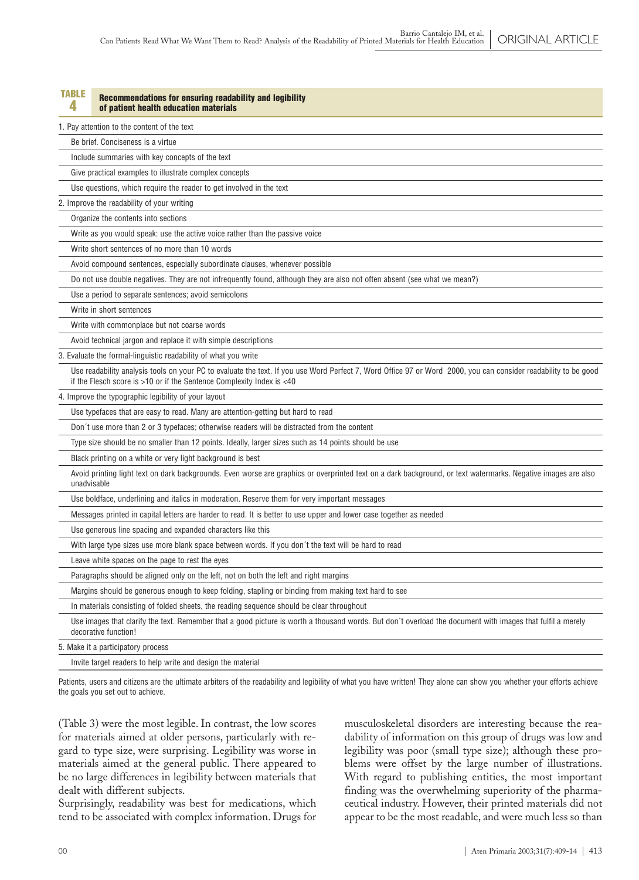**TABLE 4 Recommendations for ensuring readability and legibility of patient health education materials**

| |
|---|
| 1. Pay attention to the content of the text |
| Be brief. Conciseness is a virtue |
| Include summaries with key concepts of the text |
| Give practical examples to illustrate complex concepts |
| Use questions, which require the reader to get involved in the text |
| 2. Improve the readability of your writing |
| Organize the contents into sections |
| Write as you would speak: use the active voice rather than the passive voice |
| Write short sentences of no more than 10 words |
| Avoid compound sentences, especially subordinate clauses, whenever possible |
| Do not use double negatives. They are not infrequently found, although they are also not often absent (see what we mean?) |
| Use a period to separate sentences; avoid semicolons |
| Write in short sentences |
| Write with commonplace but not coarse words |
| Avoid technical jargon and replace it with simple descriptions |
| 3. Evaluate the formal-linguistic readability of what you write |
| Use readability analysis tools on your PC to evaluate the text. If you use Word Perfect 7, Word Office 97 or Word 2000, you can consider readability to be good if the Flesch score is >10 or if the Sentence Complexity Index is <40 |
| 4. Improve the typographic legibility of your layout |
| Use typefaces that are easy to read. Many are attention-getting but hard to read |
| Don´t use more than 2 or 3 typefaces; otherwise readers will be distracted from the content |
| Type size should be no smaller than 12 points. Ideally, larger sizes such as 14 points should be use |
| Black printing on a white or very light background is best |
| Avoid printing light text on dark backgrounds. Even worse are graphics or overprinted text on a dark background, or text watermarks. Negative images are also unadvisable |
| Use boldface, underlining and italics in moderation. Reserve them for very important messages |
| Messages printed in capital letters are harder to read. It is better to use upper and lower case together as needed |
| Use generous line spacing and expanded characters like this |
| With large type sizes use more blank space between words. If you don´t the text will be hard to read |
| Leave white spaces on the page to rest the eyes |
| Paragraphs should be aligned only on the left, not on both the left and right margins |
| Margins should be generous enough to keep folding, stapling or binding from making text hard to see |
| In materials consisting of folded sheets, the reading sequence should be clear throughout |
| Use images that clarify the text. Remember that a good picture is worth a thousand words. But don´t overload the document with images that fulfil a merely decorative function! |
| 5. Make it a participatory process |
| Invite target readers to help write and design the material |

Patients, users and citizens are the ultimate arbiters of the readability and legibility of what you have written! They alone can show you whether your efforts achieve the goals you set out to achieve.

(Table 3) were the most legible. In contrast, the low scores for materials aimed at older persons, particularly with regard to type size, were surprising. Legibility was worse in materials aimed at the general public. There appeared to be no large differences in legibility between materials that dealt with different subjects.

Surprisingly, readability was best for medications, which tend to be associated with complex information. Drugs for musculoskeletal disorders are interesting because the readability of information on this group of drugs was low and legibility was poor (small type size); although these problems were offset by the large number of illustrations. With regard to publishing entities, the most important finding was the overwhelming superiority of the pharmaceutical industry. However, their printed materials did not appear to be the most readable, and were much less so than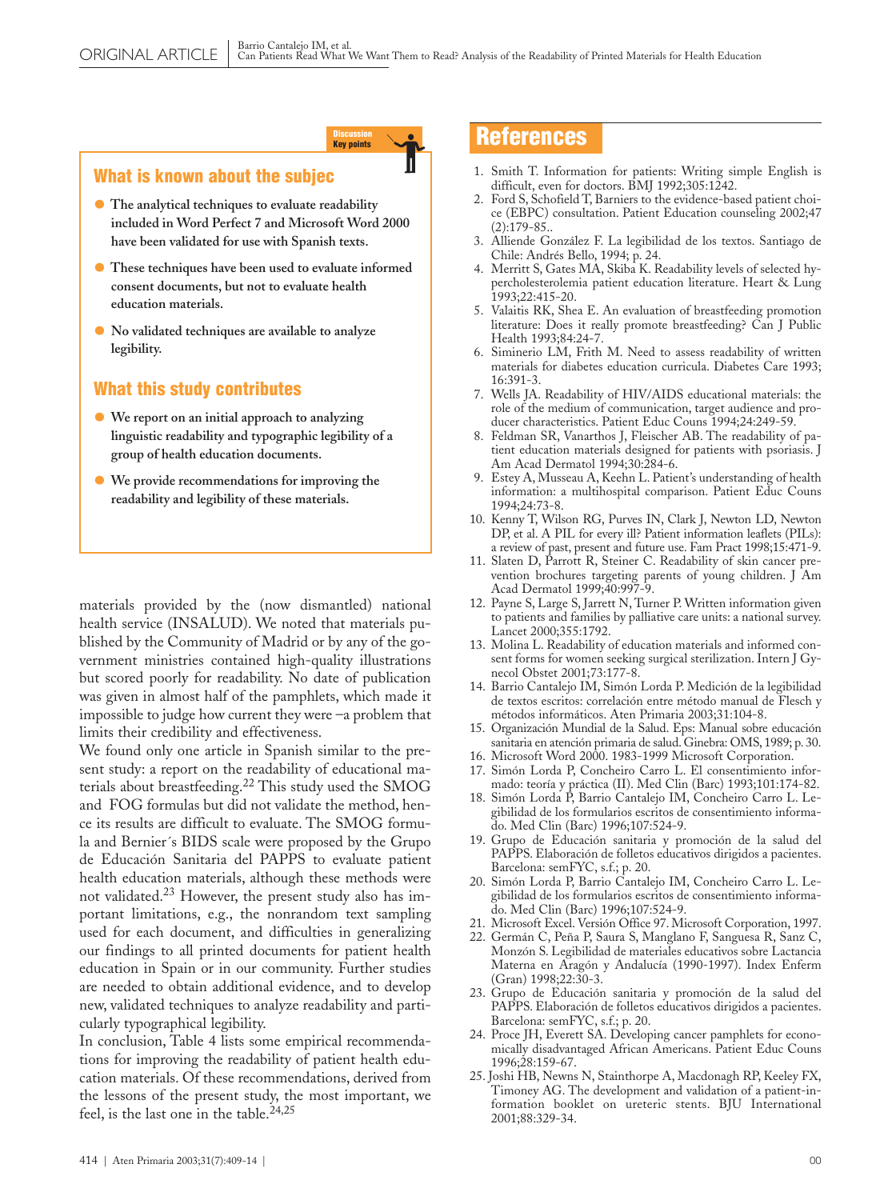Discussion
Key points

### What is known about the subjec

- The analytical techniques to evaluate readability included in Word Perfect 7 and Microsoft Word 2000 have been validated for use with Spanish texts.
- These techniques have been used to evaluate informed consent documents, but not to evaluate health education materials.
- No validated techniques are available to analyze legibility.

### What this study contributes

- We report on an initial approach to analyzing linguistic readability and typographic legibility of a group of health education documents.
- We provide recommendations for improving the readability and legibility of these materials.

materials provided by the (now dismantled) national health service (INSALUD). We noted that materials published by the Community of Madrid or by any of the government ministries contained high-quality illustrations but scored poorly for readability. No date of publication was given in almost half of the pamphlets, which made it impossible to judge how current they were –a problem that limits their credibility and effectiveness.

We found only one article in Spanish similar to the present study: a report on the readability of educational materials about breastfeeding.[22] This study used the SMOG and FOG formulas but did not validate the method, hence its results are difficult to evaluate. The SMOG formula and Bernier´s BIDS scale were proposed by the Grupo de Educación Sanitaria del PAPPS to evaluate patient health education materials, although these methods were not validated.[23] However, the present study also has important limitations, e.g., the nonrandom text sampling used for each document, and difficulties in generalizing our findings to all printed documents for patient health education in Spain or in our community. Further studies are needed to obtain additional evidence, and to develop new, validated techniques to analyze readability and particularly typographical legibility.

In conclusion, Table 4 lists some empirical recommendations for improving the readability of patient health education materials. Of these recommendations, derived from the lessons of the present study, the most important, we feel, is the last one in the table.[24,25]

## References

1. Smith T. Information for patients: Writing simple English is difficult, even for doctors. BMJ 1992;305:1242.
2. Ford S, Schofield T, Barniers to the evidence-based patient choice (EBPC) consultation. Patient Education counseling 2002;47 (2):179-85..
3. Alliende González F. La legibilidad de los textos. Santiago de Chile: Andrés Bello, 1994; p. 24.
4. Merritt S, Gates MA, Skiba K. Readability levels of selected hypercholesterolemia patient education literature. Heart & Lung 1993;22:415-20.
5. Valaitis RK, Shea E. An evaluation of breastfeeding promotion literature: Does it really promote breastfeeding? Can J Public Health 1993;84:24-7.
6. Siminerio LM, Frith M. Need to assess readability of written materials for diabetes education curricula. Diabetes Care 1993; 16:391-3.
7. Wells JA. Readability of HIV/AIDS educational materials: the role of the medium of communication, target audience and producer characteristics. Patient Educ Couns 1994;24:249-59.
8. Feldman SR, Vanarthos J, Fleischer AB. The readability of patient education materials designed for patients with psoriasis. J Am Acad Dermatol 1994;30:284-6.
9. Estey A, Musseau A, Keehn L. Patient's understanding of health information: a multihospital comparison. Patient Educ Couns 1994;24:73-8.
10. Kenny T, Wilson RG, Purves IN, Clark J, Newton LD, Newton DP, et al. A PIL for every ill? Patient information leaflets (PILs): a review of past, present and future use. Fam Pract 1998;15:471-9.
11. Slaten D, Parrott R, Steiner C. Readability of skin cancer prevention brochures targeting parents of young children. J Am Acad Dermatol 1999;40:997-9.
12. Payne S, Large S, Jarrett N, Turner P. Written information given to patients and families by palliative care units: a national survey. Lancet 2000;355:1792.
13. Molina L. Readability of education materials and informed consent forms for women seeking surgical sterilization. Intern J Gynecol Obstet 2001;73:177-8.
14. Barrio Cantalejo IM, Simón Lorda P. Medición de la legibilidad de textos escritos: correlación entre método manual de Flesch y métodos informáticos. Aten Primaria 2003;31:104-8.
15. Organización Mundial de la Salud. Eps: Manual sobre educación sanitaria en atención primaria de salud. Ginebra: OMS, 1989; p. 30.
16. Microsoft Word 2000. 1983-1999 Microsoft Corporation.
17. Simón Lorda P, Concheiro Carro L. El consentimiento informado: teoría y práctica (II). Med Clin (Barc) 1993;101:174-82.
18. Simón Lorda P, Barrio Cantalejo IM, Concheiro Carro L. Legibilidad de los formularios escritos de consentimiento informado. Med Clin (Barc) 1996;107:524-9.
19. Grupo de Educación sanitaria y promoción de la salud del PAPPS. Elaboración de folletos educativos dirigidos a pacientes. Barcelona: semFYC, s.f.; p. 20.
20. Simón Lorda P, Barrio Cantalejo IM, Concheiro Carro L. Legibilidad de los formularios escritos de consentimiento informado. Med Clin (Barc) 1996;107:524-9.
21. Microsoft Excel. Versión Office 97. Microsoft Corporation, 1997.
22. Germán C, Peña P, Saura S, Manglano F, Sanguesa R, Sanz C, Monzón S. Legibilidad de materiales educativos sobre Lactancia Materna en Aragón y Andalucía (1990-1997). Index Enferm (Gran) 1998;22:30-3.
23. Grupo de Educación sanitaria y promoción de la salud del PAPPS. Elaboración de folletos educativos dirigidos a pacientes. Barcelona: semFYC, s.f.; p. 20.
24. Proce JH, Everett SA. Developing cancer pamphlets for economically disadvantaged African Americans. Patient Educ Couns 1996;28:159-67.
25. Joshi HB, News N, Stainthorpe A, Macdonagh RP, Keeley FX, Timoney AG. The development and validation of a patient-information booklet on ureteric stents. BJU International 2001;88:329-34.